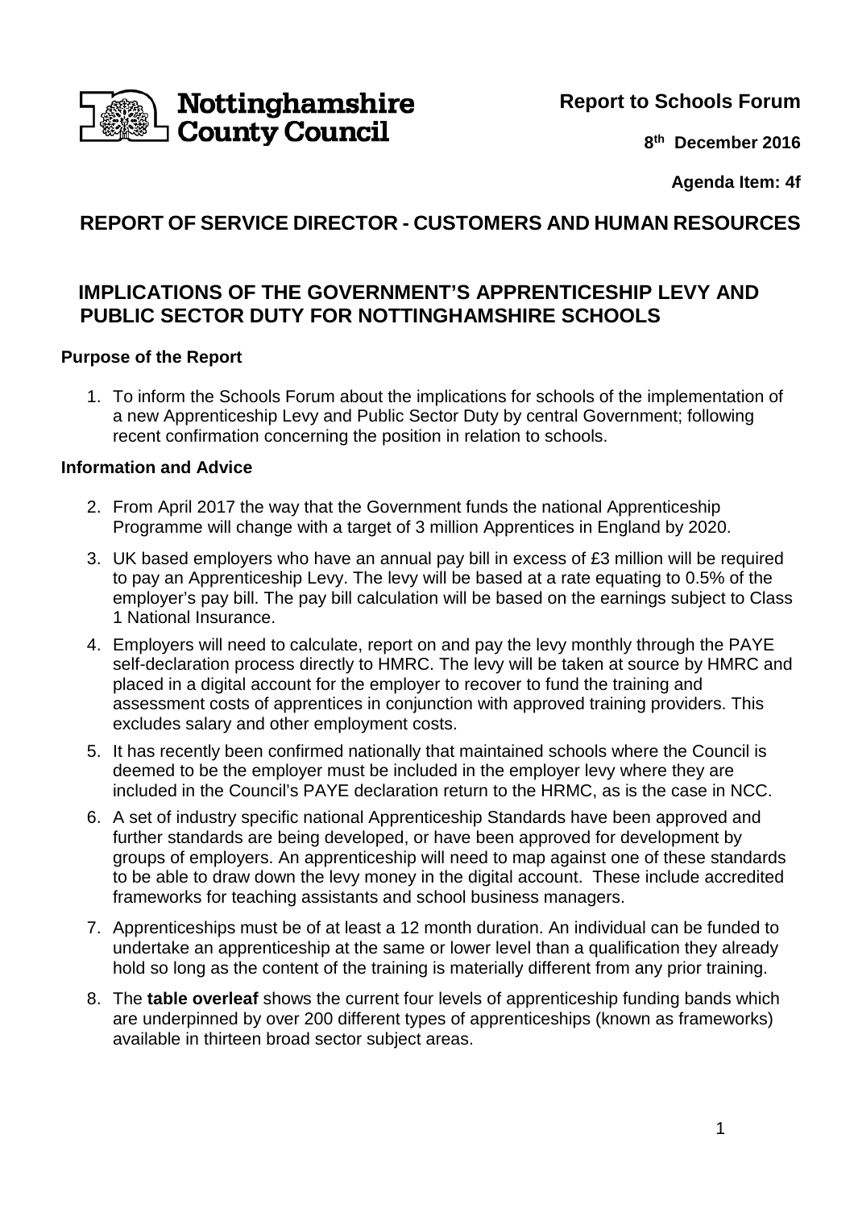Nottinghamshire County Council

**Report to Schools Forum**

**8th December 2016**

**Agenda Item: 4f**

## REPORT OF SERVICE DIRECTOR - CUSTOMERS AND HUMAN RESOURCES

# IMPLICATIONS OF THE GOVERNMENT'S APPRENTICESHIP LEVY AND PUBLIC SECTOR DUTY FOR NOTTINGHAMSHIRE SCHOOLS

### Purpose of the Report

1. To inform the Schools Forum about the implications for schools of the implementation of a new Apprenticeship Levy and Public Sector Duty by central Government; following recent confirmation concerning the position in relation to schools.

### Information and Advice

2. From April 2017 the way that the Government funds the national Apprenticeship Programme will change with a target of 3 million Apprentices in England by 2020.
3. UK based employers who have an annual pay bill in excess of £3 million will be required to pay an Apprenticeship Levy. The levy will be based at a rate equating to 0.5% of the employer's pay bill. The pay bill calculation will be based on the earnings subject to Class 1 National Insurance.
4. Employers will need to calculate, report on and pay the levy monthly through the PAYE self-declaration process directly to HMRC. The levy will be taken at source by HMRC and placed in a digital account for the employer to recover to fund the training and assessment costs of apprentices in conjunction with approved training providers. This excludes salary and other employment costs.
5. It has recently been confirmed nationally that maintained schools where the Council is deemed to be the employer must be included in the employer levy where they are included in the Council's PAYE declaration return to the HRMC, as is the case in NCC.
6. A set of industry specific national Apprenticeship Standards have been approved and further standards are being developed, or have been approved for development by groups of employers. An apprenticeship will need to map against one of these standards to be able to draw down the levy money in the digital account. These include accredited frameworks for teaching assistants and school business managers.
7. Apprenticeships must be of at least a 12 month duration. An individual can be funded to undertake an apprenticeship at the same or lower level than a qualification they already hold so long as the content of the training is materially different from any prior training.
8. The **table overleaf** shows the current four levels of apprenticeship funding bands which are underpinned by over 200 different types of apprenticeships (known as frameworks) available in thirteen broad sector subject areas.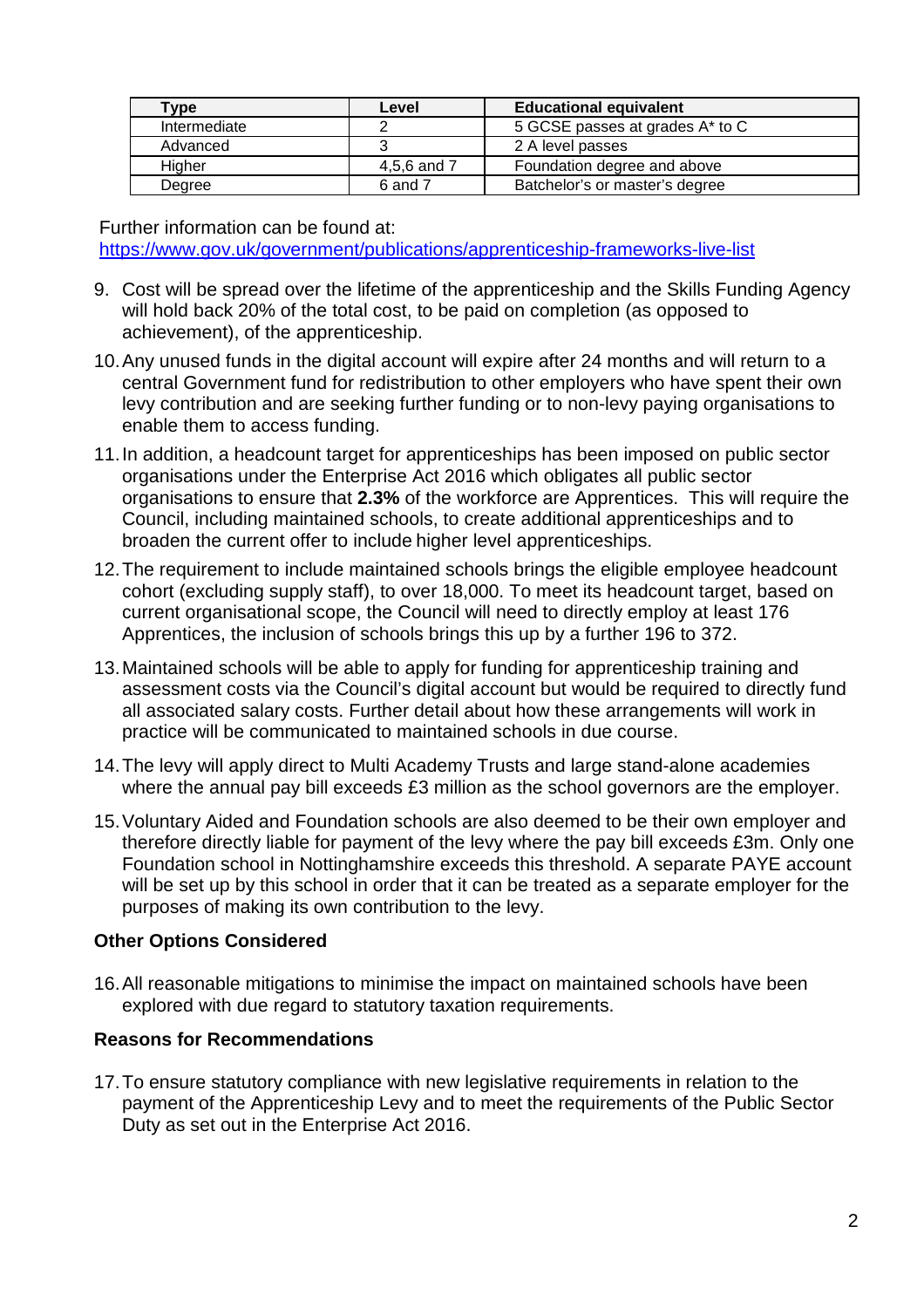| Type | Level | Educational equivalent |
|---|---|---|
| Intermediate | 2 | 5 GCSE passes at grades A* to C |
| Advanced | 3 | 2 A level passes |
| Higher | 4,5,6 and 7 | Foundation degree and above |
| Degree | 6 and 7 | Batchelor's or master's degree |

Further information can be found at: https://www.gov.uk/government/publications/apprenticeship-frameworks-live-list

9. Cost will be spread over the lifetime of the apprenticeship and the Skills Funding Agency will hold back 20% of the total cost, to be paid on completion (as opposed to achievement), of the apprenticeship.

10. Any unused funds in the digital account will expire after 24 months and will return to a central Government fund for redistribution to other employers who have spent their own levy contribution and are seeking further funding or to non-levy paying organisations to enable them to access funding.

11. In addition, a headcount target for apprenticeships has been imposed on public sector organisations under the Enterprise Act 2016 which obligates all public sector organisations to ensure that **2.3%** of the workforce are Apprentices. This will require the Council, including maintained schools, to create additional apprenticeships and to broaden the current offer to include higher level apprenticeships.

12. The requirement to include maintained schools brings the eligible employee headcount cohort (excluding supply staff), to over 18,000. To meet its headcount target, based on current organisational scope, the Council will need to directly employ at least 176 Apprentices, the inclusion of schools brings this up by a further 196 to 372.

13. Maintained schools will be able to apply for funding for apprenticeship training and assessment costs via the Council's digital account but would be required to directly fund all associated salary costs. Further detail about how these arrangements will work in practice will be communicated to maintained schools in due course.

14. The levy will apply direct to Multi Academy Trusts and large stand-alone academies where the annual pay bill exceeds £3 million as the school governors are the employer.

15. Voluntary Aided and Foundation schools are also deemed to be their own employer and therefore directly liable for payment of the levy where the pay bill exceeds £3m. Only one Foundation school in Nottinghamshire exceeds this threshold. A separate PAYE account will be set up by this school in order that it can be treated as a separate employer for the purposes of making its own contribution to the levy.

## Other Options Considered

16. All reasonable mitigations to minimise the impact on maintained schools have been explored with due regard to statutory taxation requirements.

## Reasons for Recommendations

17. To ensure statutory compliance with new legislative requirements in relation to the payment of the Apprenticeship Levy and to meet the requirements of the Public Sector Duty as set out in the Enterprise Act 2016.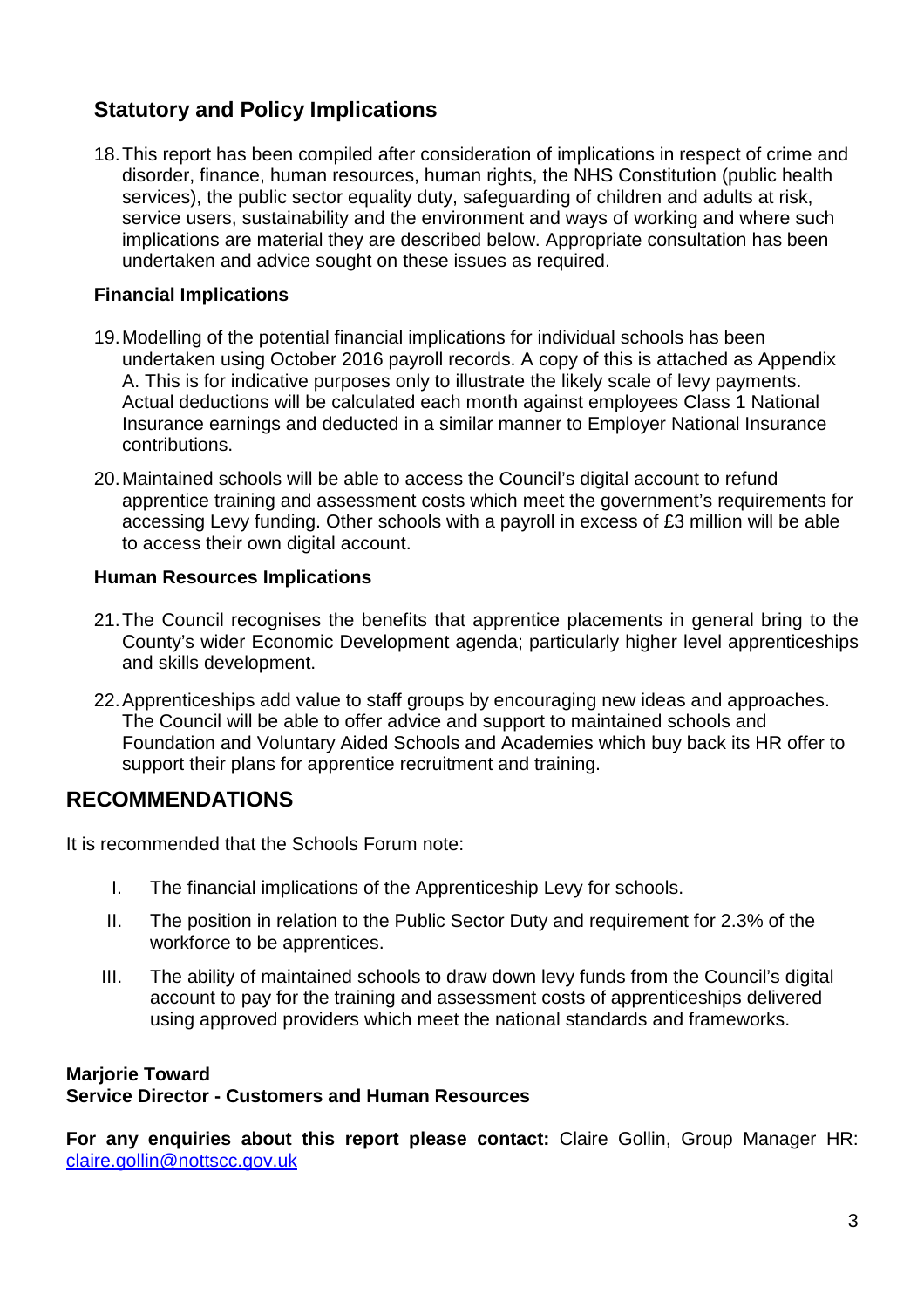## Statutory and Policy Implications

18. This report has been compiled after consideration of implications in respect of crime and disorder, finance, human resources, human rights, the NHS Constitution (public health services), the public sector equality duty, safeguarding of children and adults at risk, service users, sustainability and the environment and ways of working and where such implications are material they are described below. Appropriate consultation has been undertaken and advice sought on these issues as required.

### Financial Implications

19. Modelling of the potential financial implications for individual schools has been undertaken using October 2016 payroll records. A copy of this is attached as Appendix A. This is for indicative purposes only to illustrate the likely scale of levy payments. Actual deductions will be calculated each month against employees Class 1 National Insurance earnings and deducted in a similar manner to Employer National Insurance contributions.

20. Maintained schools will be able to access the Council's digital account to refund apprentice training and assessment costs which meet the government's requirements for accessing Levy funding. Other schools with a payroll in excess of £3 million will be able to access their own digital account.

### Human Resources Implications

21. The Council recognises the benefits that apprentice placements in general bring to the County's wider Economic Development agenda; particularly higher level apprenticeships and skills development.

22. Apprenticeships add value to staff groups by encouraging new ideas and approaches. The Council will be able to offer advice and support to maintained schools and Foundation and Voluntary Aided Schools and Academies which buy back its HR offer to support their plans for apprentice recruitment and training.

## RECOMMENDATIONS

It is recommended that the Schools Forum note:

I. The financial implications of the Apprenticeship Levy for schools.

II. The position in relation to the Public Sector Duty and requirement for 2.3% of the workforce to be apprentices.

III. The ability of maintained schools to draw down levy funds from the Council's digital account to pay for the training and assessment costs of apprenticeships delivered using approved providers which meet the national standards and frameworks.

**Marjorie Toward**
**Service Director - Customers and Human Resources**

**For any enquiries about this report please contact:** Claire Gollin, Group Manager HR: claire.gollin@nottscc.gov.uk